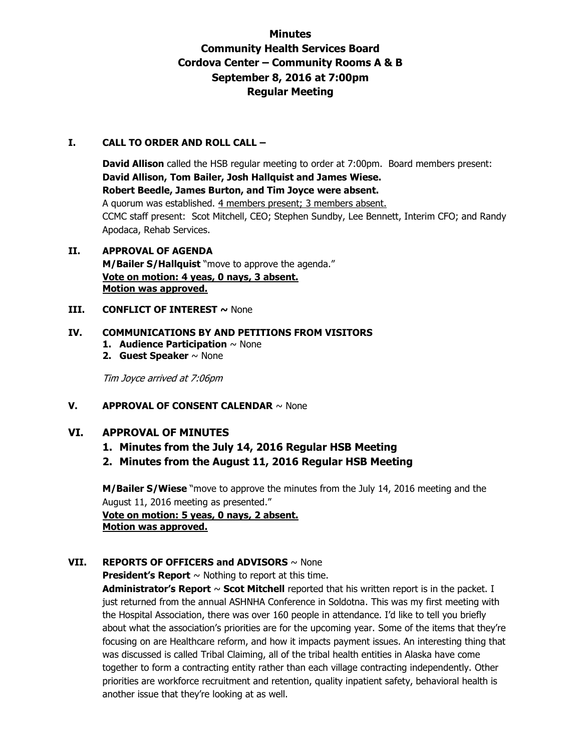# Minutes
# Community Health Services Board
# Cordova Center – Community Rooms A & B
# September 8, 2016 at 7:00pm
# Regular Meeting

## I. CALL TO ORDER AND ROLL CALL –

**David Allison** called the HSB regular meeting to order at 7:00pm. Board members present: **David Allison, Tom Bailer, Josh Hallquist and James Wiese.**
**Robert Beedle, James Burton, and Tim Joyce were absent.**
A quorum was established. <u>4 members present; 3 members absent.</u>
CCMC staff present: Scot Mitchell, CEO; Stephen Sundby, Lee Bennett, Interim CFO; and Randy Apodaca, Rehab Services.

## II. APPROVAL OF AGENDA

**M/Bailer S/Hallquist** "move to approve the agenda."
**<u>Vote on motion: 4 yeas, 0 nays, 3 absent.</u>**
**<u>Motion was approved.</u>**

## III. CONFLICT OF INTEREST ~ None

## IV. COMMUNICATIONS BY AND PETITIONS FROM VISITORS

1. **Audience Participation** ~ None
2. **Guest Speaker** ~ None

*Tim Joyce arrived at 7:06pm*

## V. APPROVAL OF CONSENT CALENDAR ~ None

## VI. APPROVAL OF MINUTES

1. **Minutes from the July 14, 2016 Regular HSB Meeting**
2. **Minutes from the August 11, 2016 Regular HSB Meeting**

**M/Bailer S/Wiese** "move to approve the minutes from the July 14, 2016 meeting and the August 11, 2016 meeting as presented."
**<u>Vote on motion: 5 yeas, 0 nays, 2 absent.</u>**
**<u>Motion was approved.</u>**

## VII. REPORTS OF OFFICERS and ADVISORS ~ None

**President's Report** ~ Nothing to report at this time.

**Administrator's Report** ~ **Scot Mitchell** reported that his written report is in the packet. I just returned from the annual ASHNHA Conference in Soldotna. This was my first meeting with the Hospital Association, there was over 160 people in attendance. I'd like to tell you briefly about what the association's priorities are for the upcoming year. Some of the items that they're focusing on are Healthcare reform, and how it impacts payment issues. An interesting thing that was discussed is called Tribal Claiming, all of the tribal health entities in Alaska have come together to form a contracting entity rather than each village contracting independently. Other priorities are workforce recruitment and retention, quality inpatient safety, behavioral health is another issue that they're looking at as well.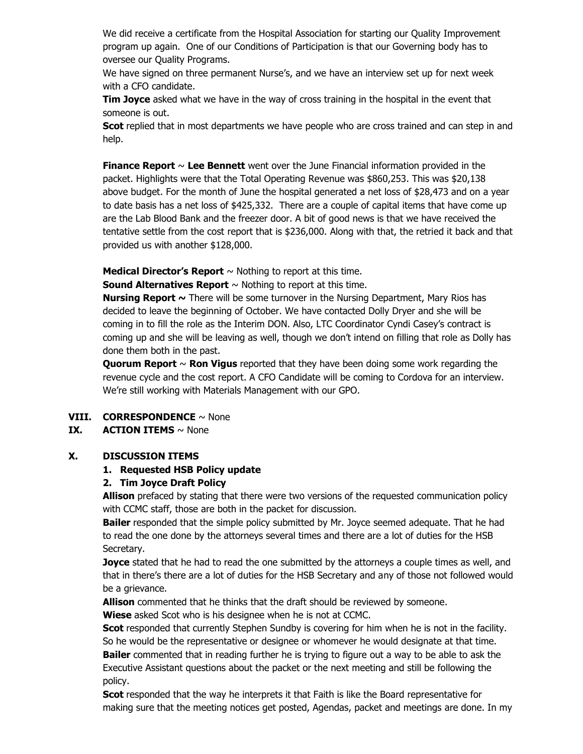We did receive a certificate from the Hospital Association for starting our Quality Improvement program up again. One of our Conditions of Participation is that our Governing body has to oversee our Quality Programs.

We have signed on three permanent Nurse's, and we have an interview set up for next week with a CFO candidate.

**Tim Joyce** asked what we have in the way of cross training in the hospital in the event that someone is out.

**Scot** replied that in most departments we have people who are cross trained and can step in and help.

**Finance Report** ~ **Lee Bennett** went over the June Financial information provided in the packet. Highlights were that the Total Operating Revenue was $860,253. This was $20,138 above budget. For the month of June the hospital generated a net loss of $28,473 and on a year to date basis has a net loss of $425,332. There are a couple of capital items that have come up are the Lab Blood Bank and the freezer door. A bit of good news is that we have received the tentative settle from the cost report that is $236,000. Along with that, the retried it back and that provided us with another $128,000.

**Medical Director's Report** ~ Nothing to report at this time.

**Sound Alternatives Report** ~ Nothing to report at this time.

**Nursing Report ~** There will be some turnover in the Nursing Department, Mary Rios has decided to leave the beginning of October. We have contacted Dolly Dryer and she will be coming in to fill the role as the Interim DON. Also, LTC Coordinator Cyndi Casey's contract is coming up and she will be leaving as well, though we don't intend on filling that role as Dolly has done them both in the past.

**Quorum Report** ~ **Ron Vigus** reported that they have been doing some work regarding the revenue cycle and the cost report. A CFO Candidate will be coming to Cordova for an interview. We're still working with Materials Management with our GPO.

**VIII. CORRESPONDENCE** ~ None

**IX. ACTION ITEMS** ~ None

**X. DISCUSSION ITEMS**

1. **Requested HSB Policy update**
2. **Tim Joyce Draft Policy**

**Allison** prefaced by stating that there were two versions of the requested communication policy with CCMC staff, those are both in the packet for discussion.

**Bailer** responded that the simple policy submitted by Mr. Joyce seemed adequate. That he had to read the one done by the attorneys several times and there are a lot of duties for the HSB Secretary.

**Joyce** stated that he had to read the one submitted by the attorneys a couple times as well, and that in there's there are a lot of duties for the HSB Secretary and any of those not followed would be a grievance.

**Allison** commented that he thinks that the draft should be reviewed by someone.

**Wiese** asked Scot who is his designee when he is not at CCMC.

**Scot** responded that currently Stephen Sundby is covering for him when he is not in the facility. So he would be the representative or designee or whomever he would designate at that time.

**Bailer** commented that in reading further he is trying to figure out a way to be able to ask the Executive Assistant questions about the packet or the next meeting and still be following the policy.

**Scot** responded that the way he interprets it that Faith is like the Board representative for making sure that the meeting notices get posted, Agendas, packet and meetings are done. In my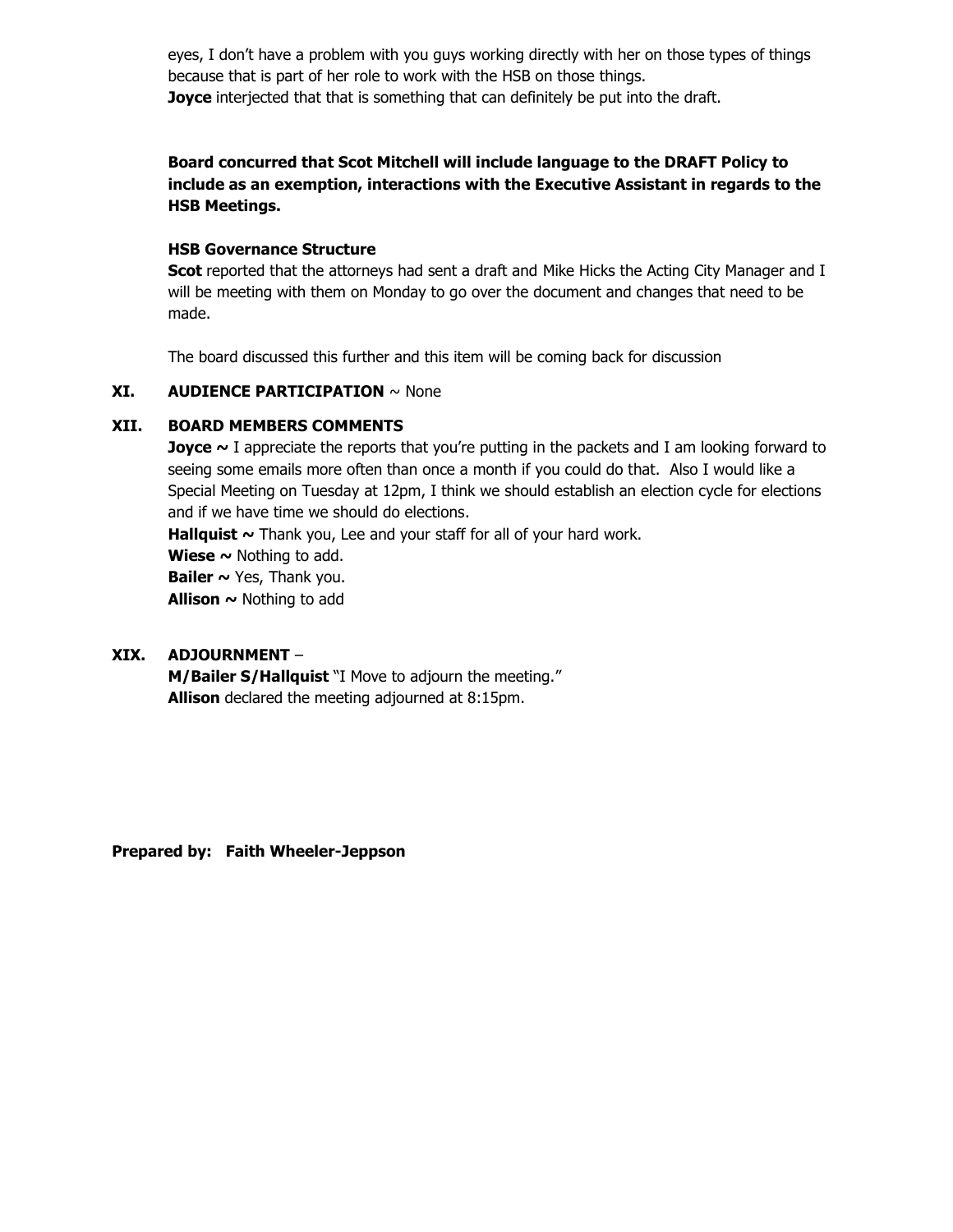eyes, I don't have a problem with you guys working directly with her on those types of things because that is part of her role to work with the HSB on those things.
**Joyce** interjected that that is something that can definitely be put into the draft.

**Board concurred that Scot Mitchell will include language to the DRAFT Policy to include as an exemption, interactions with the Executive Assistant in regards to the HSB Meetings.**

**HSB Governance Structure**
**Scot** reported that the attorneys had sent a draft and Mike Hicks the Acting City Manager and I will be meeting with them on Monday to go over the document and changes that need to be made.

The board discussed this further and this item will be coming back for discussion

**XI. AUDIENCE PARTICIPATION** ~ None

**XII. BOARD MEMBERS COMMENTS**

**Joyce ~** I appreciate the reports that you're putting in the packets and I am looking forward to seeing some emails more often than once a month if you could do that. Also I would like a Special Meeting on Tuesday at 12pm, I think we should establish an election cycle for elections and if we have time we should do elections.
**Hallquist ~** Thank you, Lee and your staff for all of your hard work.
**Wiese ~** Nothing to add.
**Bailer ~** Yes, Thank you.
**Allison ~** Nothing to add

**XIX. ADJOURNMENT** –
**M/Bailer S/Hallquist** "I Move to adjourn the meeting."
**Allison** declared the meeting adjourned at 8:15pm.

**Prepared by: Faith Wheeler-Jeppson**